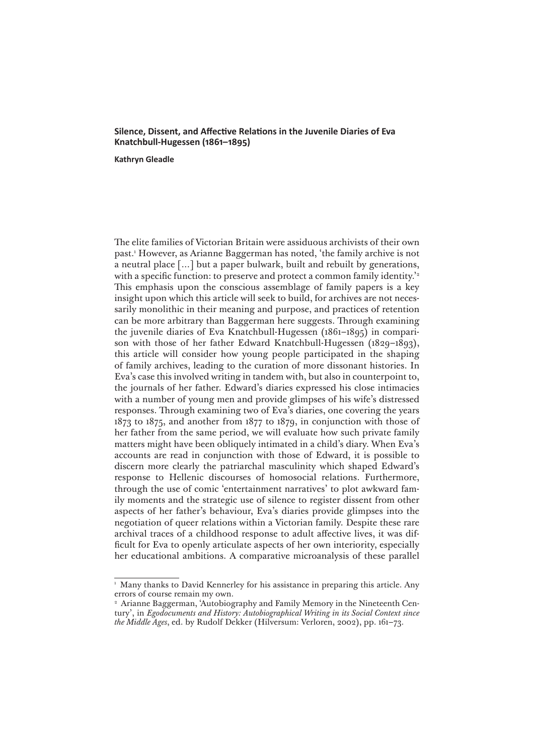## Silence, Dissent, and Affective Relations in the Juvenile Diaries of Eva Knatchbull-Hugessen (1861–1895)

**Kathryn Gleadle**

The elite families of Victorian Britain were assiduous archivists of their own past.[1] However, as Arianne Baggerman has noted, 'the family archive is not a neutral place [...] but a paper bulwark, built and rebuilt by generations, with a specific function: to preserve and protect a common family identity.'[2] This emphasis upon the conscious assemblage of family papers is a key insight upon which this article will seek to build, for archives are not necessarily monolithic in their meaning and purpose, and practices of retention can be more arbitrary than Baggerman here suggests. Through examining the juvenile diaries of Eva Knatchbull-Hugessen (1861–1895) in comparison with those of her father Edward Knatchbull-Hugessen (1829–1893), this article will consider how young people participated in the shaping of family archives, leading to the curation of more dissonant histories. In Eva's case this involved writing in tandem with, but also in counterpoint to, the journals of her father. Edward's diaries expressed his close intimacies with a number of young men and provide glimpses of his wife's distressed responses. Through examining two of Eva's diaries, one covering the years 1873 to 1875, and another from 1877 to 1879, in conjunction with those of her father from the same period, we will evaluate how such private family matters might have been obliquely intimated in a child's diary. When Eva's accounts are read in conjunction with those of Edward, it is possible to discern more clearly the patriarchal masculinity which shaped Edward's response to Hellenic discourses of homosocial relations. Furthermore, through the use of comic 'entertainment narratives' to plot awkward family moments and the strategic use of silence to register dissent from other aspects of her father's behaviour, Eva's diaries provide glimpses into the negotiation of queer relations within a Victorian family. Despite these rare archival traces of a childhood response to adult affective lives, it was difficult for Eva to openly articulate aspects of her own interiority, especially her educational ambitions. A comparative microanalysis of these parallel

[1] Many thanks to David Kennerley for his assistance in preparing this article. Any errors of course remain my own.

[2] Arianne Baggerman, 'Autobiography and Family Memory in the Nineteenth Century', in *Egodocuments and History: Autobiographical Writing in its Social Context since the Middle Ages*, ed. by Rudolf Dekker (Hilversum: Verloren, 2002), pp. 161–73.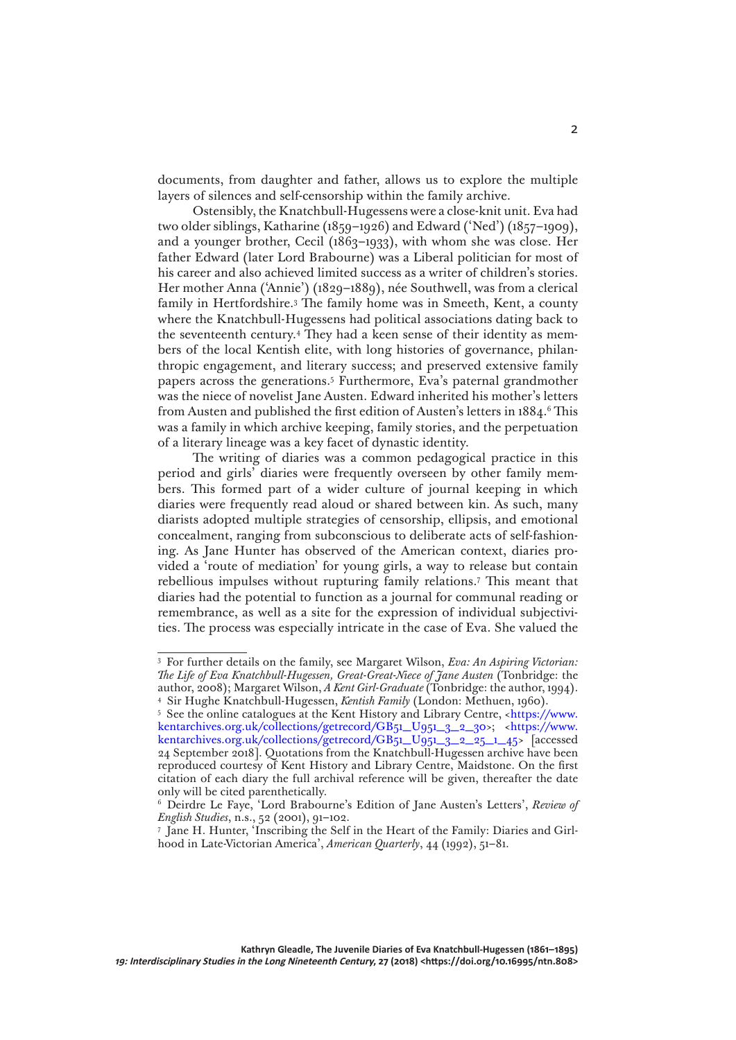documents, from daughter and father, allows us to explore the multiple layers of silences and self-censorship within the family archive.

Ostensibly, the Knatchbull-Hugessens were a close-knit unit. Eva had two older siblings, Katharine (1859–1926) and Edward ('Ned') (1857–1909), and a younger brother, Cecil (1863–1933), with whom she was close. Her father Edward (later Lord Brabourne) was a Liberal politician for most of his career and also achieved limited success as a writer of children's stories. Her mother Anna ('Annie') (1829–1889), née Southwell, was from a clerical family in Hertfordshire.[3] The family home was in Smeeth, Kent, a county where the Knatchbull-Hugessens had political associations dating back to the seventeenth century.[4] They had a keen sense of their identity as members of the local Kentish elite, with long histories of governance, philanthropic engagement, and literary success; and preserved extensive family papers across the generations.[5] Furthermore, Eva's paternal grandmother was the niece of novelist Jane Austen. Edward inherited his mother's letters from Austen and published the first edition of Austen's letters in 1884.[6] This was a family in which archive keeping, family stories, and the perpetuation of a literary lineage was a key facet of dynastic identity.

The writing of diaries was a common pedagogical practice in this period and girls' diaries were frequently overseen by other family members. This formed part of a wider culture of journal keeping in which diaries were frequently read aloud or shared between kin. As such, many diarists adopted multiple strategies of censorship, ellipsis, and emotional concealment, ranging from subconscious to deliberate acts of self-fashioning. As Jane Hunter has observed of the American context, diaries provided a 'route of mediation' for young girls, a way to release but contain rebellious impulses without rupturing family relations.[7] This meant that diaries had the potential to function as a journal for communal reading or remembrance, as well as a site for the expression of individual subjectivities. The process was especially intricate in the case of Eva. She valued the

---

[3] For further details on the family, see Margaret Wilson, *Eva: An Aspiring Victorian: The Life of Eva Knatchbull-Hugessen, Great-Great-Niece of Jane Austen* (Tonbridge: the author, 2008); Margaret Wilson, *A Kent Girl-Graduate* (Tonbridge: the author, 1994).

[4] Sir Hughe Knatchbull-Hugessen, *Kentish Family* (London: Methuen, 1960).

[5] See the online catalogues at the Kent History and Library Centre, <https://www.kentarchives.org.uk/collections/getrecord/GB51_U951_3_2_30>; <https://www.kentarchives.org.uk/collections/getrecord/GB51_U951_3_2_25_1_45> [accessed 24 September 2018]. Quotations from the Knatchbull-Hugessen archive have been reproduced courtesy of Kent History and Library Centre, Maidstone. On the first citation of each diary the full archival reference will be given, thereafter the date only will be cited parenthetically.

[6] Deirdre Le Faye, 'Lord Brabourne's Edition of Jane Austen's Letters', *Review of English Studies*, n.s., 52 (2001), 91–102.

[7] Jane H. Hunter, 'Inscribing the Self in the Heart of the Family: Diaries and Girlhood in Late-Victorian America', *American Quarterly*, 44 (1992), 51–81.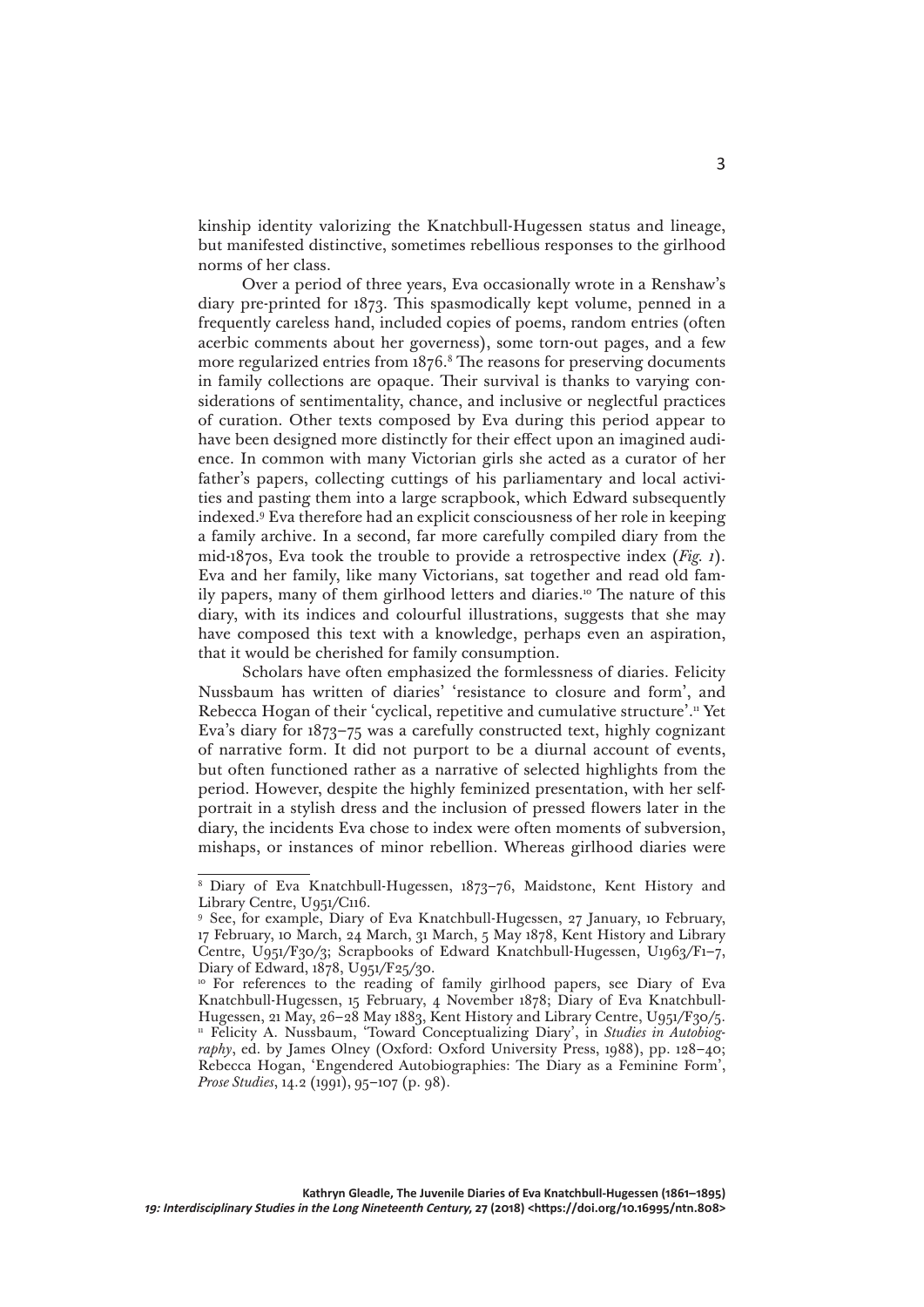kinship identity valorizing the Knatchbull-Hugessen status and lineage, but manifested distinctive, sometimes rebellious responses to the girlhood norms of her class.

Over a period of three years, Eva occasionally wrote in a Renshaw's diary pre-printed for 1873. This spasmodically kept volume, penned in a frequently careless hand, included copies of poems, random entries (often acerbic comments about her governess), some torn-out pages, and a few more regularized entries from 1876.[8] The reasons for preserving documents in family collections are opaque. Their survival is thanks to varying considerations of sentimentality, chance, and inclusive or neglectful practices of curation. Other texts composed by Eva during this period appear to have been designed more distinctly for their effect upon an imagined audience. In common with many Victorian girls she acted as a curator of her father's papers, collecting cuttings of his parliamentary and local activities and pasting them into a large scrapbook, which Edward subsequently indexed.[9] Eva therefore had an explicit consciousness of her role in keeping a family archive. In a second, far more carefully compiled diary from the mid-1870s, Eva took the trouble to provide a retrospective index (*Fig. 1*). Eva and her family, like many Victorians, sat together and read old family papers, many of them girlhood letters and diaries.[10] The nature of this diary, with its indices and colourful illustrations, suggests that she may have composed this text with a knowledge, perhaps even an aspiration, that it would be cherished for family consumption.

Scholars have often emphasized the formlessness of diaries. Felicity Nussbaum has written of diaries' 'resistance to closure and form', and Rebecca Hogan of their 'cyclical, repetitive and cumulative structure'.[11] Yet Eva's diary for 1873–75 was a carefully constructed text, highly cognizant of narrative form. It did not purport to be a diurnal account of events, but often functioned rather as a narrative of selected highlights from the period. However, despite the highly feminized presentation, with her self-portrait in a stylish dress and the inclusion of pressed flowers later in the diary, the incidents Eva chose to index were often moments of subversion, mishaps, or instances of minor rebellion. Whereas girlhood diaries were

---

[8] Diary of Eva Knatchbull-Hugessen, 1873–76, Maidstone, Kent History and Library Centre, U951/C116.

[9] See, for example, Diary of Eva Knatchbull-Hugessen, 27 January, 10 February, 17 February, 10 March, 24 March, 31 March, 5 May 1878, Kent History and Library Centre, U951/F30/3; Scrapbooks of Edward Knatchbull-Hugessen, U1963/F1–7, Diary of Edward, 1878, U951/F25/30.

[10] For references to the reading of family girlhood papers, see Diary of Eva Knatchbull-Hugessen, 15 February, 4 November 1878; Diary of Eva Knatchbull-Hugessen, 21 May, 26–28 May 1883, Kent History and Library Centre, U951/F30/5.

[11] Felicity A. Nussbaum, 'Toward Conceptualizing Diary', in *Studies in Autobiography*, ed. by James Olney (Oxford: Oxford University Press, 1988), pp. 128–40; Rebecca Hogan, 'Engendered Autobiographies: The Diary as a Feminine Form', *Prose Studies*, 14.2 (1991), 95–107 (p. 98).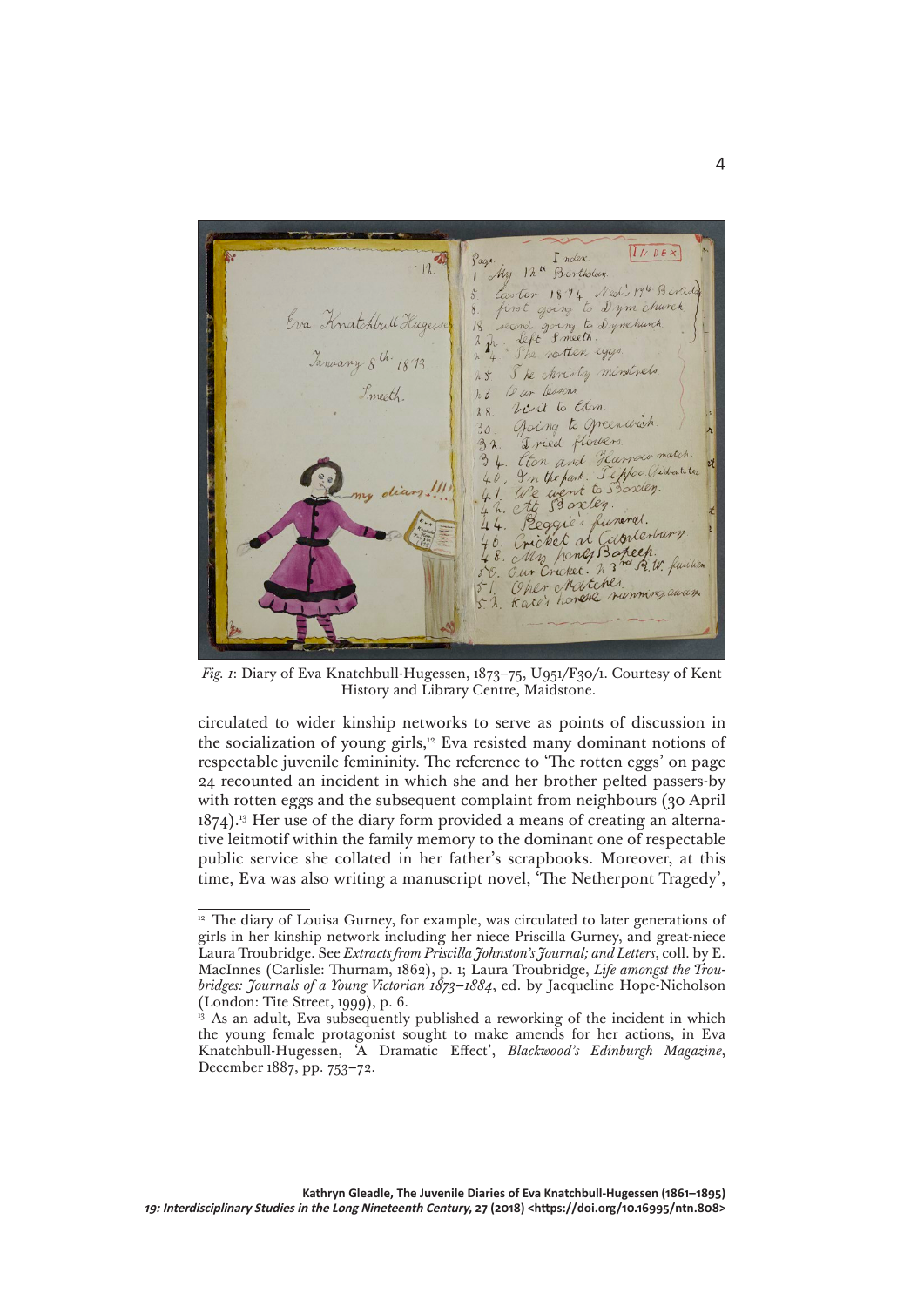*Fig. 1*: Diary of Eva Knatchbull-Hugessen, 1873–75, U951/F30/1. Courtesy of Kent History and Library Centre, Maidstone.

circulated to wider kinship networks to serve as points of discussion in the socialization of young girls,[12] Eva resisted many dominant notions of respectable juvenile femininity. The reference to 'The rotten eggs' on page 24 recounted an incident in which she and her brother pelted passers-by with rotten eggs and the subsequent complaint from neighbours (30 April 1874).[13] Her use of the diary form provided a means of creating an alternative leitmotif within the family memory to the dominant one of respectable public service she collated in her father's scrapbooks. Moreover, at this time, Eva was also writing a manuscript novel, 'The Netherpont Tragedy',

---

[12] The diary of Louisa Gurney, for example, was circulated to later generations of girls in her kinship network including her niece Priscilla Gurney, and great-niece Laura Troubridge. See *Extracts from Priscilla Johnston's Journal; and Letters*, coll. by E. MacInnes (Carlisle: Thurnam, 1862), p. 1; Laura Troubridge, *Life amongst the Troubridges: Journals of a Young Victorian 1873–1884*, ed. by Jacqueline Hope-Nicholson (London: Tite Street, 1999), p. 6.

[13] As an adult, Eva subsequently published a reworking of the incident in which the young female protagonist sought to make amends for her actions, in Eva Knatchbull-Hugessen, 'A Dramatic Effect', *Blackwood's Edinburgh Magazine*, December 1887, pp. 753–72.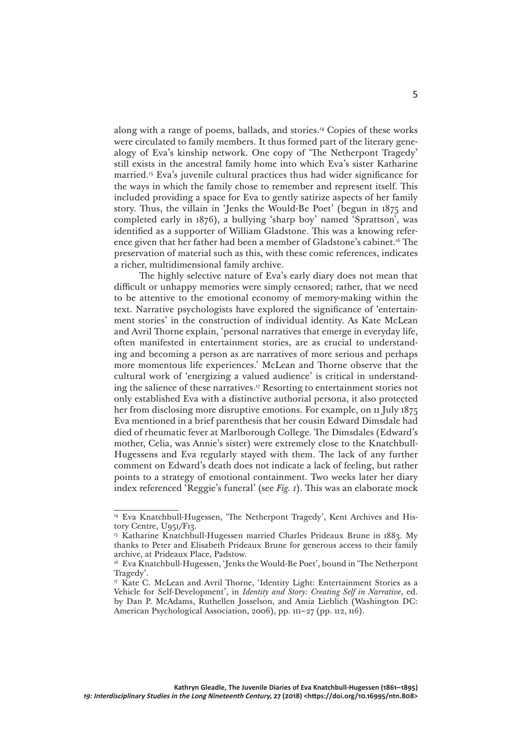along with a range of poems, ballads, and stories.[14] Copies of these works were circulated to family members. It thus formed part of the literary genealogy of Eva's kinship network. One copy of 'The Netherpont Tragedy' still exists in the ancestral family home into which Eva's sister Katharine married.[15] Eva's juvenile cultural practices thus had wider significance for the ways in which the family chose to remember and represent itself. This included providing a space for Eva to gently satirize aspects of her family story. Thus, the villain in 'Jenks the Would-Be Poet' (begun in 1875 and completed early in 1876), a bullying 'sharp boy' named 'Sprattson', was identified as a supporter of William Gladstone. This was a knowing reference given that her father had been a member of Gladstone's cabinet.[16] The preservation of material such as this, with these comic references, indicates a richer, multidimensional family archive.

The highly selective nature of Eva's early diary does not mean that difficult or unhappy memories were simply censored; rather, that we need to be attentive to the emotional economy of memory-making within the text. Narrative psychologists have explored the significance of 'entertainment stories' in the construction of individual identity. As Kate McLean and Avril Thorne explain, 'personal narratives that emerge in everyday life, often manifested in entertainment stories, are as crucial to understanding and becoming a person as are narratives of more serious and perhaps more momentous life experiences.' McLean and Thorne observe that the cultural work of 'energizing a valued audience' is critical in understanding the salience of these narratives.[17] Resorting to entertainment stories not only established Eva with a distinctive authorial persona, it also protected her from disclosing more disruptive emotions. For example, on 11 July 1875 Eva mentioned in a brief parenthesis that her cousin Edward Dimsdale had died of rheumatic fever at Marlborough College. The Dimsdales (Edward's mother, Celia, was Annie's sister) were extremely close to the Knatchbull-Hugessens and Eva regularly stayed with them. The lack of any further comment on Edward's death does not indicate a lack of feeling, but rather points to a strategy of emotional containment. Two weeks later her diary index referenced 'Reggie's funeral' (see *Fig. 1*). This was an elaborate mock

---

[14] Eva Knatchbull-Hugessen, 'The Netherpont Tragedy', Kent Archives and History Centre, U951/F13.

[15] Katharine Knatchbull-Hugessen married Charles Prideaux Brune in 1883. My thanks to Peter and Elisabeth Prideaux Brune for generous access to their family archive, at Prideaux Place, Padstow.

[16] Eva Knatchbull-Hugessen, 'Jenks the Would-Be Poet', bound in 'The Netherpont Tragedy'.

[17] Kate C. McLean and Avril Thorne, 'Identity Light: Entertainment Stories as a Vehicle for Self-Development', in *Identity and Story: Creating Self in Narrative*, ed. by Dan P. McAdams, Ruthellen Josselson, and Amia Lieblich (Washington DC: American Psychological Association, 2006), pp. 111–27 (pp. 112, 116).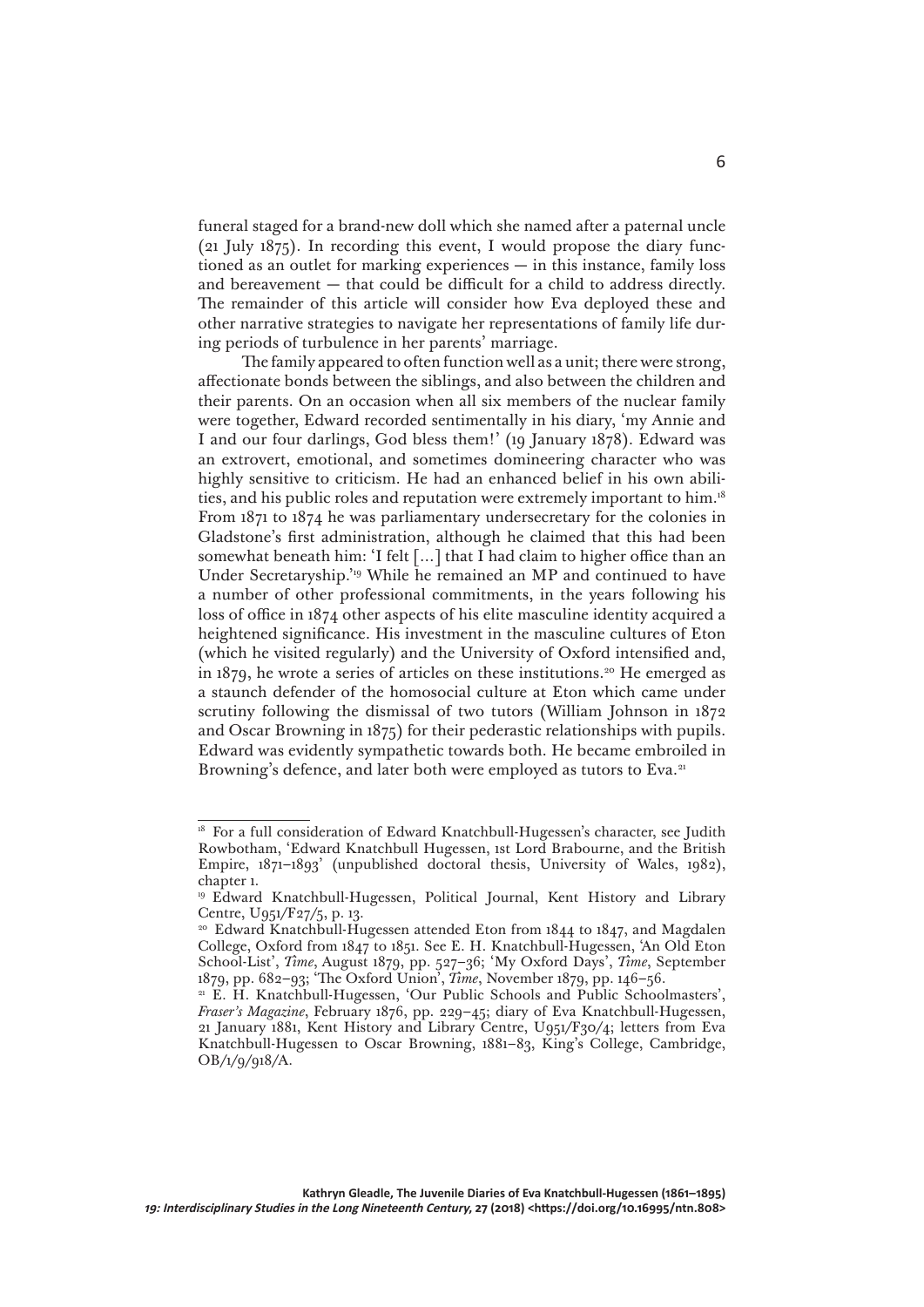funeral staged for a brand-new doll which she named after a paternal uncle (21 July 1875). In recording this event, I would propose the diary functioned as an outlet for marking experiences — in this instance, family loss and bereavement — that could be difficult for a child to address directly. The remainder of this article will consider how Eva deployed these and other narrative strategies to navigate her representations of family life during periods of turbulence in her parents' marriage.

The family appeared to often function well as a unit; there were strong, affectionate bonds between the siblings, and also between the children and their parents. On an occasion when all six members of the nuclear family were together, Edward recorded sentimentally in his diary, 'my Annie and I and our four darlings, God bless them!' (19 January 1878). Edward was an extrovert, emotional, and sometimes domineering character who was highly sensitive to criticism. He had an enhanced belief in his own abilities, and his public roles and reputation were extremely important to him.[18] From 1871 to 1874 he was parliamentary undersecretary for the colonies in Gladstone's first administration, although he claimed that this had been somewhat beneath him: 'I felt [...] that I had claim to higher office than an Under Secretaryship.'[19] While he remained an MP and continued to have a number of other professional commitments, in the years following his loss of office in 1874 other aspects of his elite masculine identity acquired a heightened significance. His investment in the masculine cultures of Eton (which he visited regularly) and the University of Oxford intensified and, in 1879, he wrote a series of articles on these institutions.[20] He emerged as a staunch defender of the homosocial culture at Eton which came under scrutiny following the dismissal of two tutors (William Johnson in 1872 and Oscar Browning in 1875) for their pederastic relationships with pupils. Edward was evidently sympathetic towards both. He became embroiled in Browning's defence, and later both were employed as tutors to Eva.[21]

---

[18] For a full consideration of Edward Knatchbull-Hugessen's character, see Judith Rowbotham, 'Edward Knatchbull Hugessen, 1st Lord Brabourne, and the British Empire, 1871–1893' (unpublished doctoral thesis, University of Wales, 1982), chapter 1.

[19] Edward Knatchbull-Hugessen, Political Journal, Kent History and Library Centre, U951/F27/5, p. 13.

[20] Edward Knatchbull-Hugessen attended Eton from 1844 to 1847, and Magdalen College, Oxford from 1847 to 1851. See E. H. Knatchbull-Hugessen, 'An Old Eton School-List', *Time*, August 1879, pp. 527–36; 'My Oxford Days', *Time*, September 1879, pp. 682–93; 'The Oxford Union', *Time*, November 1879, pp. 146–56.

[21] E. H. Knatchbull-Hugessen, 'Our Public Schools and Public Schoolmasters', *Fraser's Magazine*, February 1876, pp. 229–45; diary of Eva Knatchbull-Hugessen, 21 January 1881, Kent History and Library Centre, U951/F30/4; letters from Eva Knatchbull-Hugessen to Oscar Browning, 1881–83, King's College, Cambridge, OB/1/9/918/A.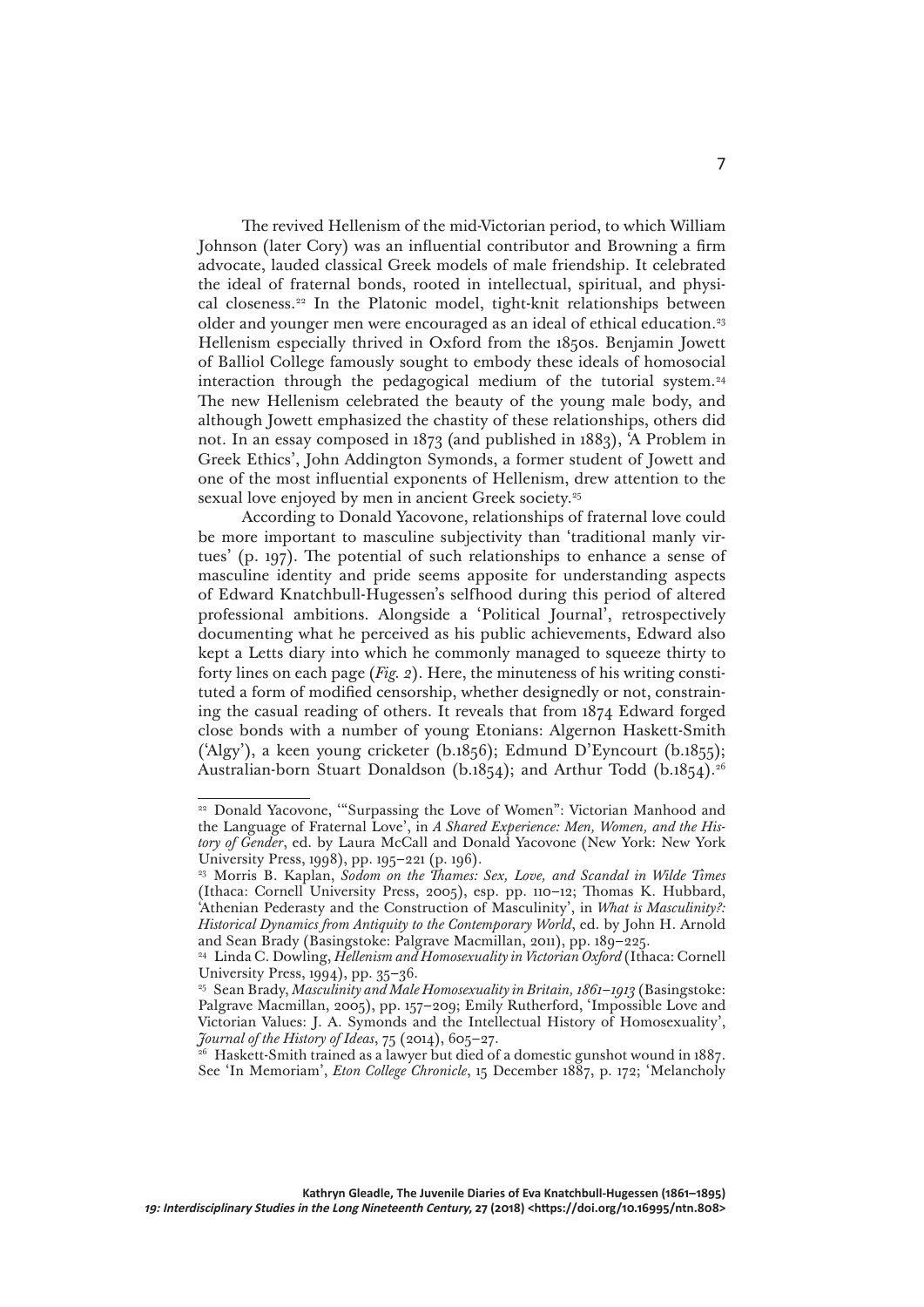The revived Hellenism of the mid-Victorian period, to which William Johnson (later Cory) was an influential contributor and Browning a firm advocate, lauded classical Greek models of male friendship. It celebrated the ideal of fraternal bonds, rooted in intellectual, spiritual, and physical closeness.[22] In the Platonic model, tight-knit relationships between older and younger men were encouraged as an ideal of ethical education.[23] Hellenism especially thrived in Oxford from the 1850s. Benjamin Jowett of Balliol College famously sought to embody these ideals of homosocial interaction through the pedagogical medium of the tutorial system.[24] The new Hellenism celebrated the beauty of the young male body, and although Jowett emphasized the chastity of these relationships, others did not. In an essay composed in 1873 (and published in 1883), 'A Problem in Greek Ethics', John Addington Symonds, a former student of Jowett and one of the most influential exponents of Hellenism, drew attention to the sexual love enjoyed by men in ancient Greek society.[25]

According to Donald Yacovone, relationships of fraternal love could be more important to masculine subjectivity than 'traditional manly virtues' (p. 197). The potential of such relationships to enhance a sense of masculine identity and pride seems apposite for understanding aspects of Edward Knatchbull-Hugessen's selfhood during this period of altered professional ambitions. Alongside a 'Political Journal', retrospectively documenting what he perceived as his public achievements, Edward also kept a Letts diary into which he commonly managed to squeeze thirty to forty lines on each page (*Fig. 2*). Here, the minuteness of his writing constituted a form of modified censorship, whether designedly or not, constraining the casual reading of others. It reveals that from 1874 Edward forged close bonds with a number of young Etonians: Algernon Haskett-Smith ('Algy'), a keen young cricketer (b.1856); Edmund D'Eyncourt (b.1855); Australian-born Stuart Donaldson (b.1854); and Arthur Todd (b.1854).[26]

---

[22] Donald Yacovone, '"Surpassing the Love of Women": Victorian Manhood and the Language of Fraternal Love', in *A Shared Experience: Men, Women, and the History of Gender*, ed. by Laura McCall and Donald Yacovone (New York: New York University Press, 1998), pp. 195–221 (p. 196).

[23] Morris B. Kaplan, *Sodom on the Thames: Sex, Love, and Scandal in Wilde Times* (Ithaca: Cornell University Press, 2005), esp. pp. 110–12; Thomas K. Hubbard, 'Athenian Pederasty and the Construction of Masculinity', in *What is Masculinity?: Historical Dynamics from Antiquity to the Contemporary World*, ed. by John H. Arnold and Sean Brady (Basingstoke: Palgrave Macmillan, 2011), pp. 189–225.

[24] Linda C. Dowling, *Hellenism and Homosexuality in Victorian Oxford* (Ithaca: Cornell University Press, 1994), pp. 35–36.

[25] Sean Brady, *Masculinity and Male Homosexuality in Britain, 1861–1913* (Basingstoke: Palgrave Macmillan, 2005), pp. 157–209; Emily Rutherford, 'Impossible Love and Victorian Values: J. A. Symonds and the Intellectual History of Homosexuality', *Journal of the History of Ideas*, 75 (2014), 605–27.

[26] Haskett-Smith trained as a lawyer but died of a domestic gunshot wound in 1887. See 'In Memoriam', *Eton College Chronicle*, 15 December 1887, p. 172; 'Melancholy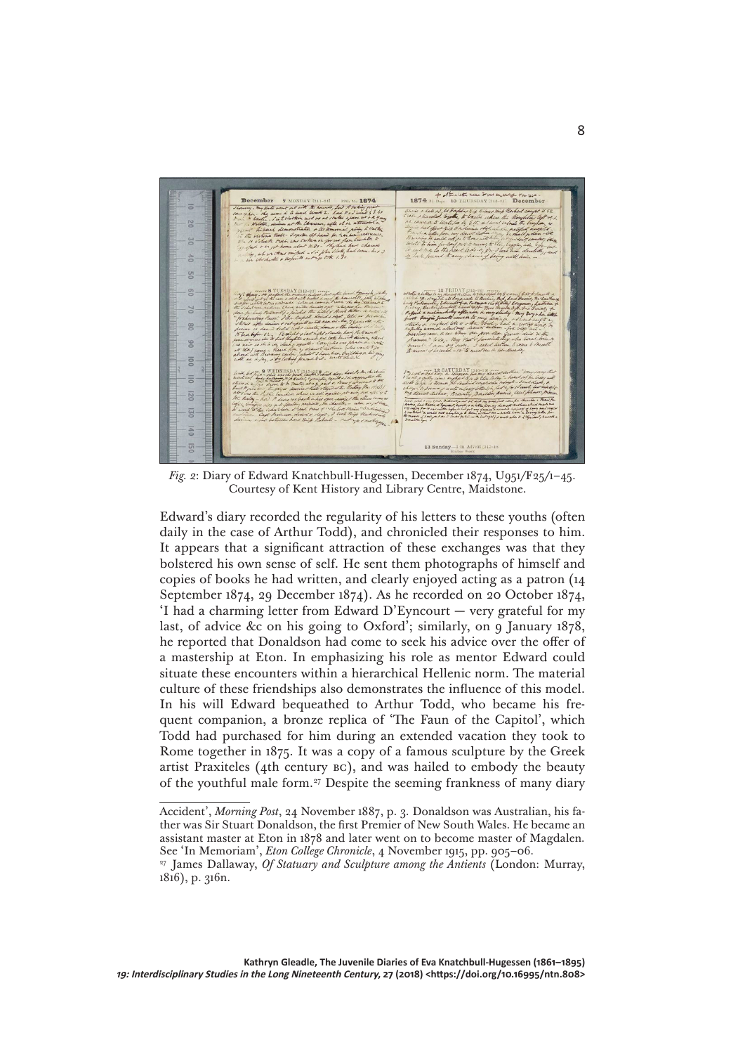*Fig. 2*: Diary of Edward Knatchbull-Hugessen, December 1874, U951/F25/1–45. Courtesy of Kent History and Library Centre, Maidstone.

Edward's diary recorded the regularity of his letters to these youths (often daily in the case of Arthur Todd), and chronicled their responses to him. It appears that a significant attraction of these exchanges was that they bolstered his own sense of self. He sent them photographs of himself and copies of books he had written, and clearly enjoyed acting as a patron (14 September 1874, 29 December 1874). As he recorded on 20 October 1874, 'I had a charming letter from Edward D'Eyncourt — very grateful for my last, of advice &c on his going to Oxford'; similarly, on 9 January 1878, he reported that Donaldson had come to seek his advice over the offer of a mastership at Eton. In emphasizing his role as mentor Edward could situate these encounters within a hierarchical Hellenic norm. The material culture of these friendships also demonstrates the influence of this model. In his will Edward bequeathed to Arthur Todd, who became his frequent companion, a bronze replica of 'The Faun of the Capitol', which Todd had purchased for him during an extended vacation they took to Rome together in 1875. It was a copy of a famous sculpture by the Greek artist Praxiteles (4th century BC), and was hailed to embody the beauty of the youthful male form.[27] Despite the seeming frankness of many diary

Accident', *Morning Post*, 24 November 1887, p. 3. Donaldson was Australian, his father was Sir Stuart Donaldson, the first Premier of New South Wales. He became an assistant master at Eton in 1878 and later went on to become master of Magdalen. See 'In Memoriam', *Eton College Chronicle*, 4 November 1915, pp. 905–06.

[27] James Dallaway, *Of Statuary and Sculpture among the Antients* (London: Murray, 1816), p. 316n.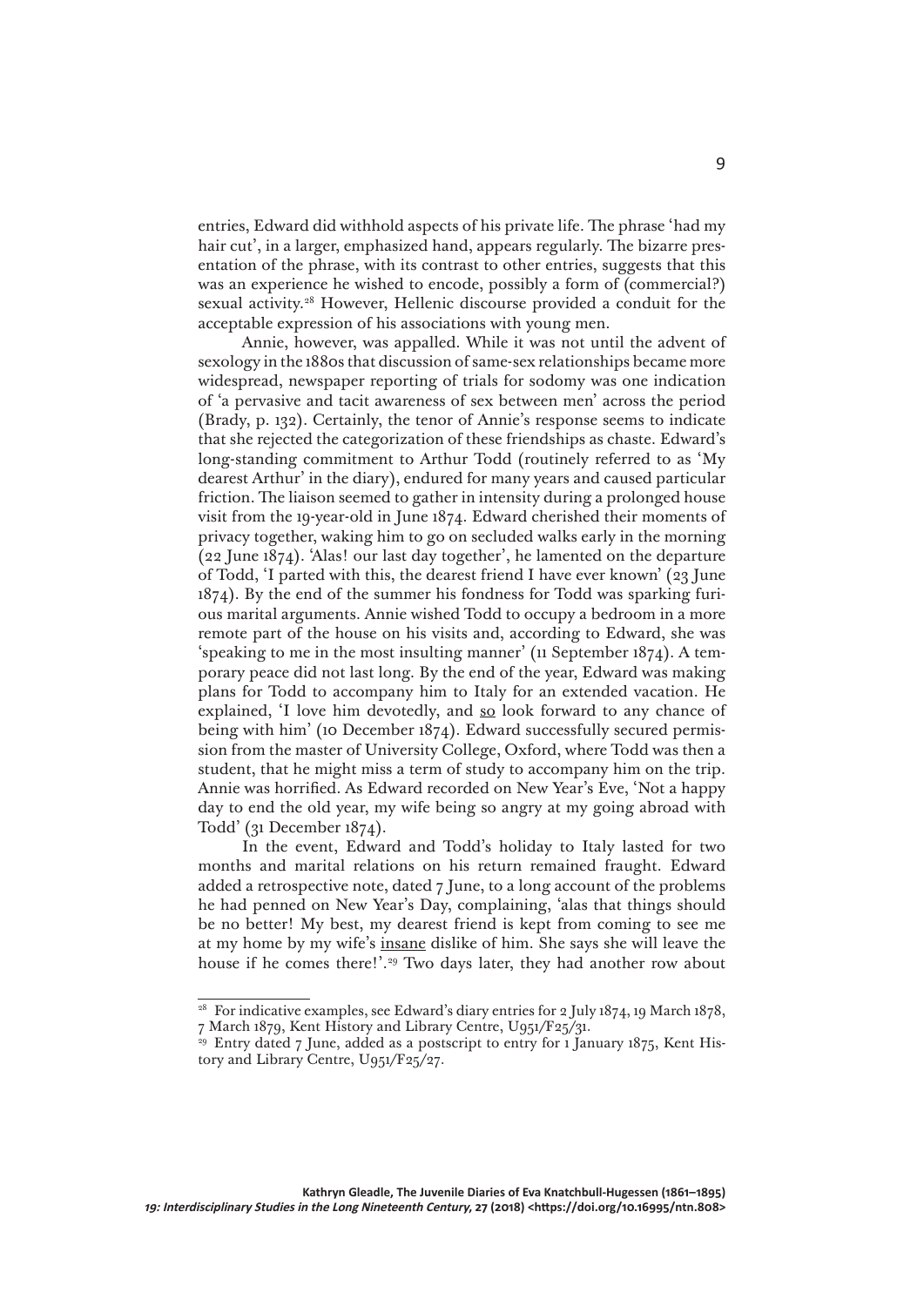entries, Edward did withhold aspects of his private life. The phrase 'had my hair cut', in a larger, emphasized hand, appears regularly. The bizarre presentation of the phrase, with its contrast to other entries, suggests that this was an experience he wished to encode, possibly a form of (commercial?) sexual activity.[28] However, Hellenic discourse provided a conduit for the acceptable expression of his associations with young men.

Annie, however, was appalled. While it was not until the advent of sexology in the 1880s that discussion of same-sex relationships became more widespread, newspaper reporting of trials for sodomy was one indication of 'a pervasive and tacit awareness of sex between men' across the period (Brady, p. 132). Certainly, the tenor of Annie's response seems to indicate that she rejected the categorization of these friendships as chaste. Edward's long-standing commitment to Arthur Todd (routinely referred to as 'My dearest Arthur' in the diary), endured for many years and caused particular friction. The liaison seemed to gather in intensity during a prolonged house visit from the 19-year-old in June 1874. Edward cherished their moments of privacy together, waking him to go on secluded walks early in the morning (22 June 1874). 'Alas! our last day together', he lamented on the departure of Todd, 'I parted with this, the dearest friend I have ever known' (23 June 1874). By the end of the summer his fondness for Todd was sparking furious marital arguments. Annie wished Todd to occupy a bedroom in a more remote part of the house on his visits and, according to Edward, she was 'speaking to me in the most insulting manner' (11 September 1874). A temporary peace did not last long. By the end of the year, Edward was making plans for Todd to accompany him to Italy for an extended vacation. He explained, 'I love him devotedly, and <u>so</u> look forward to any chance of being with him' (10 December 1874). Edward successfully secured permission from the master of University College, Oxford, where Todd was then a student, that he might miss a term of study to accompany him on the trip. Annie was horrified. As Edward recorded on New Year's Eve, 'Not a happy day to end the old year, my wife being so angry at my going abroad with Todd' (31 December 1874).

In the event, Edward and Todd's holiday to Italy lasted for two months and marital relations on his return remained fraught. Edward added a retrospective note, dated 7 June, to a long account of the problems he had penned on New Year's Day, complaining, 'alas that things should be no better! My best, my dearest friend is kept from coming to see me at my home by my wife's <u>insane</u> dislike of him. She says she will leave the house if he comes there!'.[29] Two days later, they had another row about

---

[28] For indicative examples, see Edward's diary entries for 2 July 1874, 19 March 1878, 7 March 1879, Kent History and Library Centre, U951/F25/31.

[29] Entry dated 7 June, added as a postscript to entry for 1 January 1875, Kent History and Library Centre, U951/F25/27.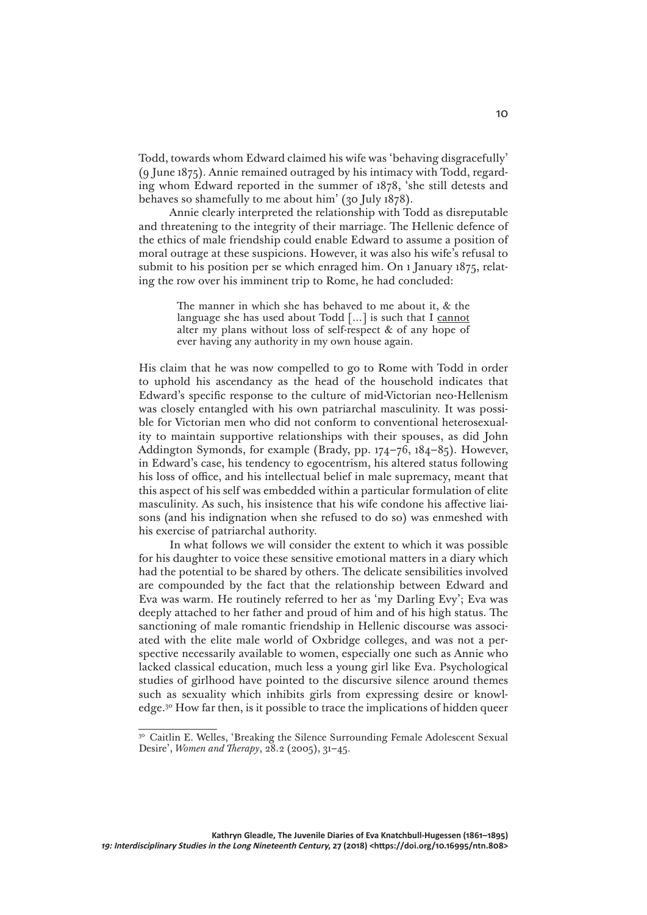Todd, towards whom Edward claimed his wife was 'behaving disgracefully' (9 June 1875). Annie remained outraged by his intimacy with Todd, regarding whom Edward reported in the summer of 1878, 'she still detests and behaves so shamefully to me about him' (30 July 1878).

Annie clearly interpreted the relationship with Todd as disreputable and threatening to the integrity of their marriage. The Hellenic defence of the ethics of male friendship could enable Edward to assume a position of moral outrage at these suspicions. However, it was also his wife's refusal to submit to his position per se which enraged him. On 1 January 1875, relating the row over his imminent trip to Rome, he had concluded:

> The manner in which she has behaved to me about it, & the language she has used about Todd [...] is such that I <u>cannot</u> alter my plans without loss of self-respect & of any hope of ever having any authority in my own house again.

His claim that he was now compelled to go to Rome with Todd in order to uphold his ascendancy as the head of the household indicates that Edward's specific response to the culture of mid-Victorian neo-Hellenism was closely entangled with his own patriarchal masculinity. It was possible for Victorian men who did not conform to conventional heterosexuality to maintain supportive relationships with their spouses, as did John Addington Symonds, for example (Brady, pp. 174–76, 184–85). However, in Edward's case, his tendency to egocentrism, his altered status following his loss of office, and his intellectual belief in male supremacy, meant that this aspect of his self was embedded within a particular formulation of elite masculinity. As such, his insistence that his wife condone his affective liaisons (and his indignation when she refused to do so) was enmeshed with his exercise of patriarchal authority.

In what follows we will consider the extent to which it was possible for his daughter to voice these sensitive emotional matters in a diary which had the potential to be shared by others. The delicate sensibilities involved are compounded by the fact that the relationship between Edward and Eva was warm. He routinely referred to her as 'my Darling Evy'; Eva was deeply attached to her father and proud of him and of his high status. The sanctioning of male romantic friendship in Hellenic discourse was associated with the elite male world of Oxbridge colleges, and was not a perspective necessarily available to women, especially one such as Annie who lacked classical education, much less a young girl like Eva. Psychological studies of girlhood have pointed to the discursive silence around themes such as sexuality which inhibits girls from expressing desire or knowledge.[30] How far then, is it possible to trace the implications of hidden queer

---

[30] Caitlin E. Welles, 'Breaking the Silence Surrounding Female Adolescent Sexual Desire', *Women and Therapy*, 28.2 (2005), 31–45.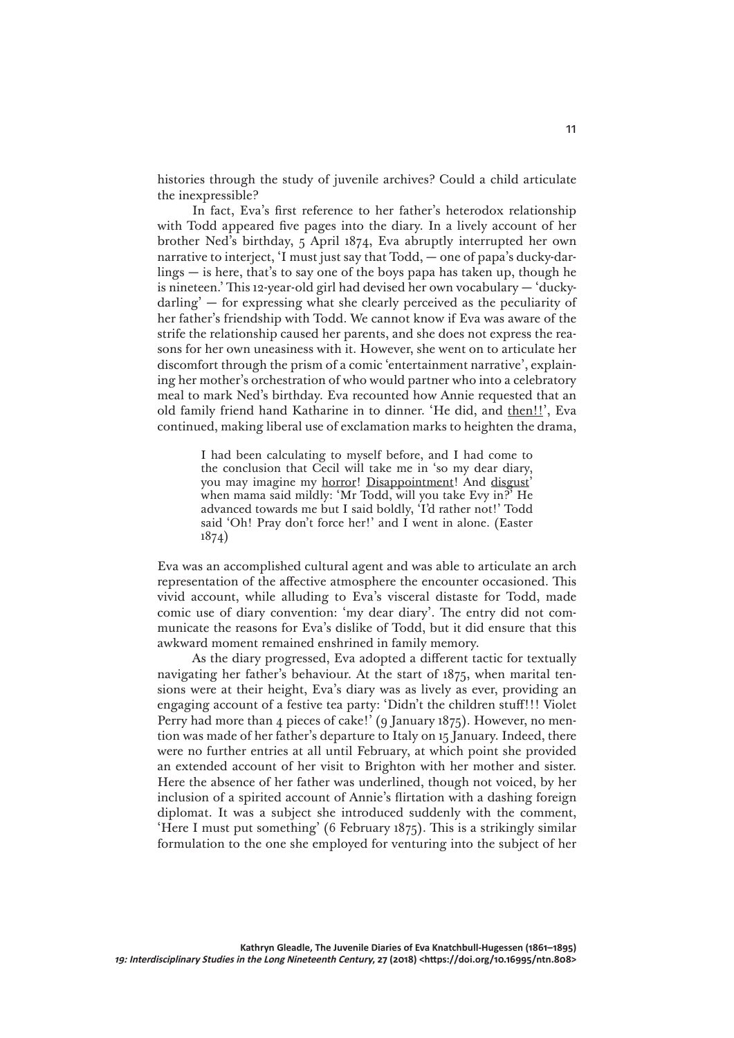histories through the study of juvenile archives? Could a child articulate the inexpressible?

In fact, Eva's first reference to her father's heterodox relationship with Todd appeared five pages into the diary. In a lively account of her brother Ned's birthday, 5 April 1874, Eva abruptly interrupted her own narrative to interject, 'I must just say that Todd, — one of papa's ducky-darlings — is here, that's to say one of the boys papa has taken up, though he is nineteen.' This 12-year-old girl had devised her own vocabulary — 'ducky-darling' — for expressing what she clearly perceived as the peculiarity of her father's friendship with Todd. We cannot know if Eva was aware of the strife the relationship caused her parents, and she does not express the reasons for her own uneasiness with it. However, she went on to articulate her discomfort through the prism of a comic 'entertainment narrative', explaining her mother's orchestration of who would partner who into a celebratory meal to mark Ned's birthday. Eva recounted how Annie requested that an old family friend hand Katharine in to dinner. 'He did, and <u>then!!</u>', Eva continued, making liberal use of exclamation marks to heighten the drama,

> I had been calculating to myself before, and I had come to the conclusion that Cecil will take me in 'so my dear diary, you may imagine my <u>horror</u>! <u>Disappointment</u>! And <u>disgust</u>' when mama said mildly: 'Mr Todd, will you take Evy in?' He advanced towards me but I said boldly, 'I'd rather not!' Todd said 'Oh! Pray don't force her!' and I went in alone. (Easter 1874)

Eva was an accomplished cultural agent and was able to articulate an arch representation of the affective atmosphere the encounter occasioned. This vivid account, while alluding to Eva's visceral distaste for Todd, made comic use of diary convention: 'my dear diary'. The entry did not communicate the reasons for Eva's dislike of Todd, but it did ensure that this awkward moment remained enshrined in family memory.

As the diary progressed, Eva adopted a different tactic for textually navigating her father's behaviour. At the start of 1875, when marital tensions were at their height, Eva's diary was as lively as ever, providing an engaging account of a festive tea party: 'Didn't the children stuff!!! Violet Perry had more than 4 pieces of cake!' (9 January 1875). However, no mention was made of her father's departure to Italy on 15 January. Indeed, there were no further entries at all until February, at which point she provided an extended account of her visit to Brighton with her mother and sister. Here the absence of her father was underlined, though not voiced, by her inclusion of a spirited account of Annie's flirtation with a dashing foreign diplomat. It was a subject she introduced suddenly with the comment, 'Here I must put something' (6 February 1875). This is a strikingly similar formulation to the one she employed for venturing into the subject of her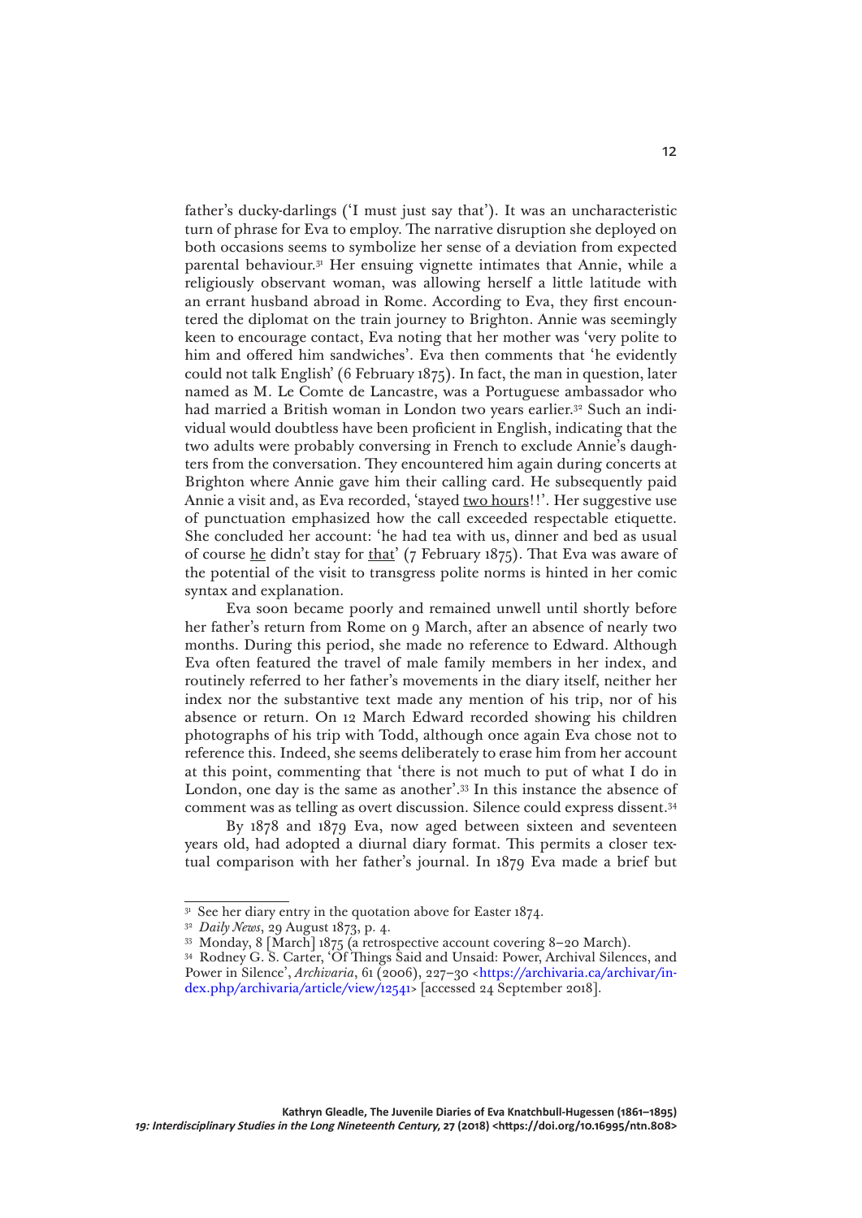father's ducky-darlings ('I must just say that'). It was an uncharacteristic turn of phrase for Eva to employ. The narrative disruption she deployed on both occasions seems to symbolize her sense of a deviation from expected parental behaviour.[31] Her ensuing vignette intimates that Annie, while a religiously observant woman, was allowing herself a little latitude with an errant husband abroad in Rome. According to Eva, they first encountered the diplomat on the train journey to Brighton. Annie was seemingly keen to encourage contact, Eva noting that her mother was 'very polite to him and offered him sandwiches'. Eva then comments that 'he evidently could not talk English' (6 February 1875). In fact, the man in question, later named as M. Le Comte de Lancastre, was a Portuguese ambassador who had married a British woman in London two years earlier.[32] Such an individual would doubtless have been proficient in English, indicating that the two adults were probably conversing in French to exclude Annie's daughters from the conversation. They encountered him again during concerts at Brighton where Annie gave him their calling card. He subsequently paid Annie a visit and, as Eva recorded, 'stayed <u>two hours</u>!!'. Her suggestive use of punctuation emphasized how the call exceeded respectable etiquette. She concluded her account: 'he had tea with us, dinner and bed as usual of course <u>he</u> didn't stay for <u>that</u>' (7 February 1875). That Eva was aware of the potential of the visit to transgress polite norms is hinted in her comic syntax and explanation.

Eva soon became poorly and remained unwell until shortly before her father's return from Rome on 9 March, after an absence of nearly two months. During this period, she made no reference to Edward. Although Eva often featured the travel of male family members in her index, and routinely referred to her father's movements in the diary itself, neither her index nor the substantive text made any mention of his trip, nor of his absence or return. On 12 March Edward recorded showing his children photographs of his trip with Todd, although once again Eva chose not to reference this. Indeed, she seems deliberately to erase him from her account at this point, commenting that 'there is not much to put of what I do in London, one day is the same as another'.[33] In this instance the absence of comment was as telling as overt discussion. Silence could express dissent.[34]

By 1878 and 1879 Eva, now aged between sixteen and seventeen years old, had adopted a diurnal diary format. This permits a closer textual comparison with her father's journal. In 1879 Eva made a brief but

---

[31] See her diary entry in the quotation above for Easter 1874.

[32] *Daily News*, 29 August 1873, p. 4.

[33] Monday, 8 [March] 1875 (a retrospective account covering 8–20 March).

[34] Rodney G. S. Carter, 'Of Things Said and Unsaid: Power, Archival Silences, and Power in Silence', *Archivaria*, 61 (2006), 227–30 <https://archivaria.ca/archivar/index.php/archivaria/article/view/12541> [accessed 24 September 2018].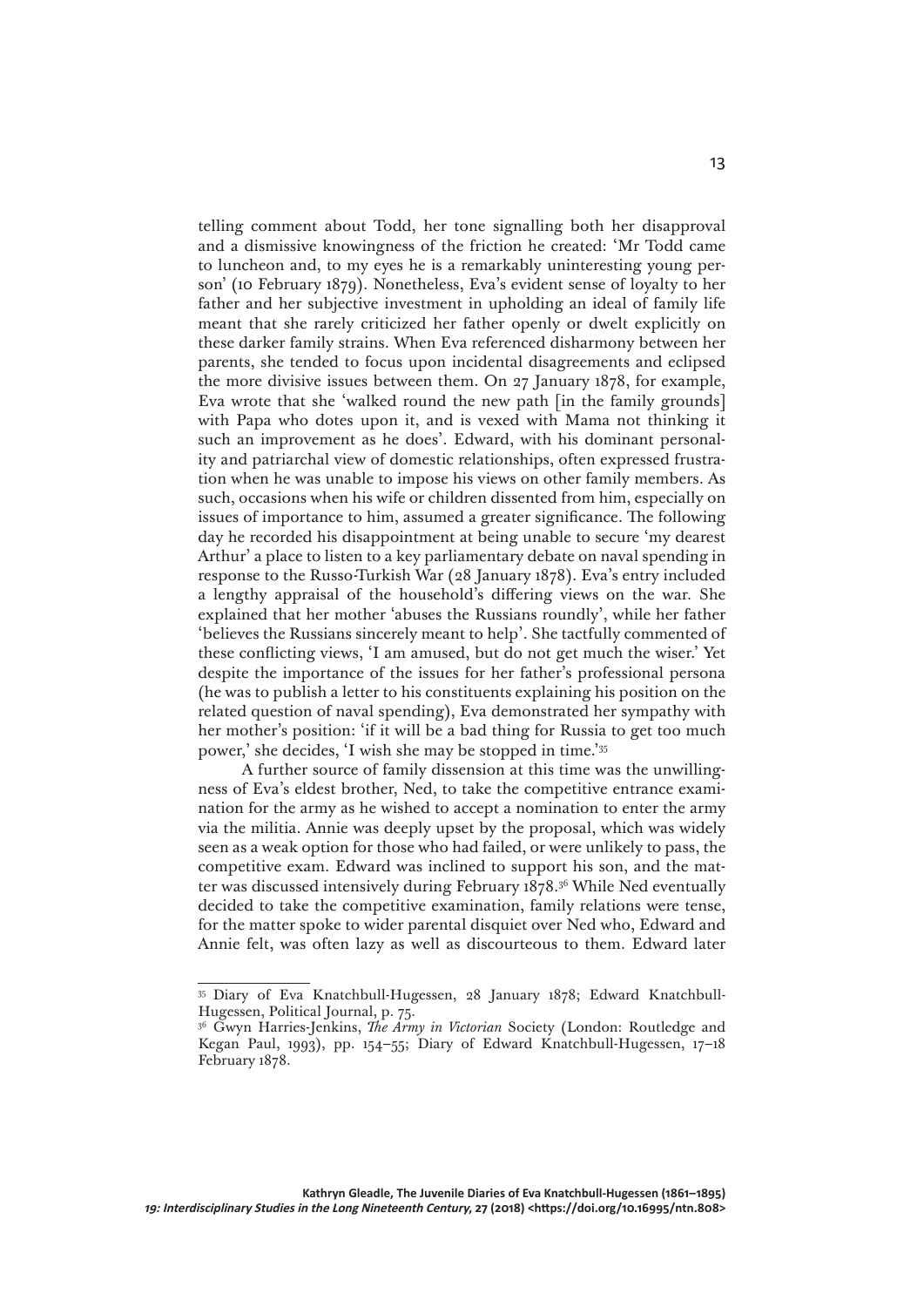telling comment about Todd, her tone signalling both her disapproval and a dismissive knowingness of the friction he created: 'Mr Todd came to luncheon and, to my eyes he is a remarkably uninteresting young person' (10 February 1879). Nonetheless, Eva's evident sense of loyalty to her father and her subjective investment in upholding an ideal of family life meant that she rarely criticized her father openly or dwelt explicitly on these darker family strains. When Eva referenced disharmony between her parents, she tended to focus upon incidental disagreements and eclipsed the more divisive issues between them. On 27 January 1878, for example, Eva wrote that she 'walked round the new path [in the family grounds] with Papa who dotes upon it, and is vexed with Mama not thinking it such an improvement as he does'. Edward, with his dominant personality and patriarchal view of domestic relationships, often expressed frustration when he was unable to impose his views on other family members. As such, occasions when his wife or children dissented from him, especially on issues of importance to him, assumed a greater significance. The following day he recorded his disappointment at being unable to secure 'my dearest Arthur' a place to listen to a key parliamentary debate on naval spending in response to the Russo-Turkish War (28 January 1878). Eva's entry included a lengthy appraisal of the household's differing views on the war. She explained that her mother 'abuses the Russians roundly', while her father 'believes the Russians sincerely meant to help'. She tactfully commented of these conflicting views, 'I am amused, but do not get much the wiser.' Yet despite the importance of the issues for her father's professional persona (he was to publish a letter to his constituents explaining his position on the related question of naval spending), Eva demonstrated her sympathy with her mother's position: 'if it will be a bad thing for Russia to get too much power,' she decides, 'I wish she may be stopped in time.'[35]

A further source of family dissension at this time was the unwillingness of Eva's eldest brother, Ned, to take the competitive entrance examination for the army as he wished to accept a nomination to enter the army via the militia. Annie was deeply upset by the proposal, which was widely seen as a weak option for those who had failed, or were unlikely to pass, the competitive exam. Edward was inclined to support his son, and the matter was discussed intensively during February 1878.[36] While Ned eventually decided to take the competitive examination, family relations were tense, for the matter spoke to wider parental disquiet over Ned who, Edward and Annie felt, was often lazy as well as discourteous to them. Edward later

---

[35] Diary of Eva Knatchbull-Hugessen, 28 January 1878; Edward Knatchbull-Hugessen, Political Journal, p. 75.

[36] Gwyn Harries-Jenkins, *The Army in Victorian* Society (London: Routledge and Kegan Paul, 1993), pp. 154–55; Diary of Edward Knatchbull-Hugessen, 17–18 February 1878.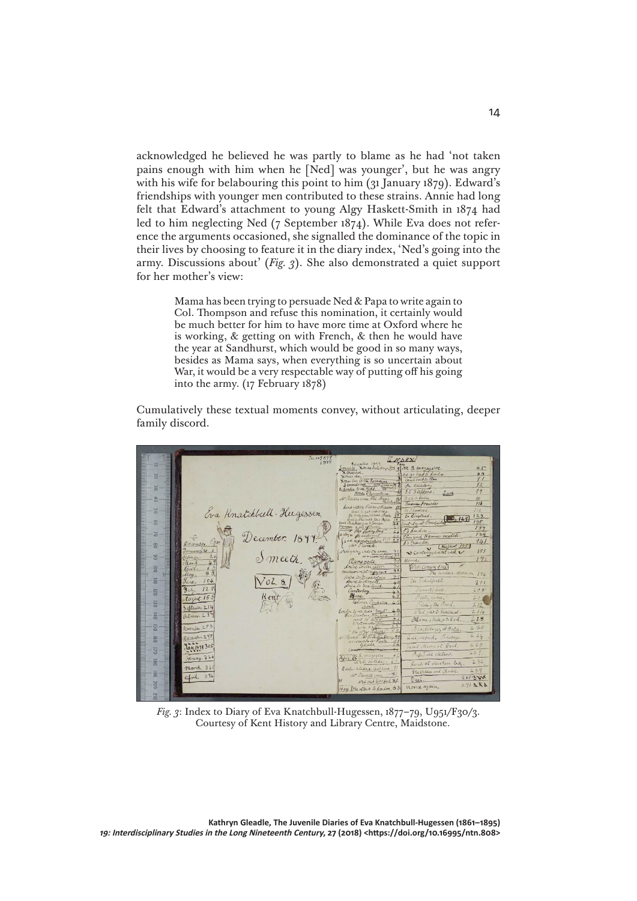acknowledged he believed he was partly to blame as he had 'not taken pains enough with him when he [Ned] was younger', but he was angry with his wife for belabouring this point to him (31 January 1879). Edward's friendships with younger men contributed to these strains. Annie had long felt that Edward's attachment to young Algy Haskett-Smith in 1874 had led to him neglecting Ned (7 September 1874). While Eva does not reference the arguments occasioned, she signalled the dominance of the topic in their lives by choosing to feature it in the diary index, 'Ned's going into the army. Discussions about' (*Fig. 3*). She also demonstrated a quiet support for her mother's view:

> Mama has been trying to persuade Ned & Papa to write again to Col. Thompson and refuse this nomination, it certainly would be much better for him to have more time at Oxford where he is working, & getting on with French, & then he would have the year at Sandhurst, which would be good in so many ways, besides as Mama says, when everything is so uncertain about War, it would be a very respectable way of putting off his going into the army. (17 February 1878)

Cumulatively these textual moments convey, without articulating, deeper family discord.

*Fig. 3*: Index to Diary of Eva Knatchbull-Hugessen, 1877–79, U951/F30/3. Courtesy of Kent History and Library Centre, Maidstone.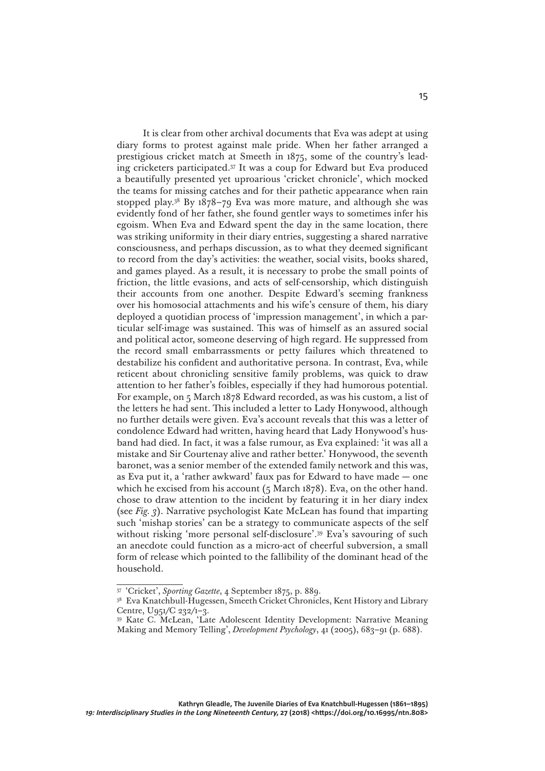It is clear from other archival documents that Eva was adept at using diary forms to protest against male pride. When her father arranged a prestigious cricket match at Smeeth in 1875, some of the country's leading cricketers participated.[37] It was a coup for Edward but Eva produced a beautifully presented yet uproarious 'cricket chronicle', which mocked the teams for missing catches and for their pathetic appearance when rain stopped play.[38] By 1878–79 Eva was more mature, and although she was evidently fond of her father, she found gentler ways to sometimes infer his egoism. When Eva and Edward spent the day in the same location, there was striking uniformity in their diary entries, suggesting a shared narrative consciousness, and perhaps discussion, as to what they deemed significant to record from the day's activities: the weather, social visits, books shared, and games played. As a result, it is necessary to probe the small points of friction, the little evasions, and acts of self-censorship, which distinguish their accounts from one another. Despite Edward's seeming frankness over his homosocial attachments and his wife's censure of them, his diary deployed a quotidian process of 'impression management', in which a particular self-image was sustained. This was of himself as an assured social and political actor, someone deserving of high regard. He suppressed from the record small embarrassments or petty failures which threatened to destabilize his confident and authoritative persona. In contrast, Eva, while reticent about chronicling sensitive family problems, was quick to draw attention to her father's foibles, especially if they had humorous potential. For example, on 5 March 1878 Edward recorded, as was his custom, a list of the letters he had sent. This included a letter to Lady Honywood, although no further details were given. Eva's account reveals that this was a letter of condolence Edward had written, having heard that Lady Honywood's husband had died. In fact, it was a false rumour, as Eva explained: 'it was all a mistake and Sir Courtenay alive and rather better.' Honywood, the seventh baronet, was a senior member of the extended family network and this was, as Eva put it, a 'rather awkward' faux pas for Edward to have made — one which he excised from his account (5 March 1878). Eva, on the other hand. chose to draw attention to the incident by featuring it in her diary index (see *Fig. 3*). Narrative psychologist Kate McLean has found that imparting such 'mishap stories' can be a strategy to communicate aspects of the self without risking 'more personal self-disclosure'.[39] Eva's savouring of such an anecdote could function as a micro-act of cheerful subversion, a small form of release which pointed to the fallibility of the dominant head of the household.

---

[37] 'Cricket', *Sporting Gazette*, 4 September 1875, p. 889.

[38] Eva Knatchbull-Hugessen, Smeeth Cricket Chronicles, Kent History and Library Centre, U951/C 232/1–3.

[39] Kate C. McLean, 'Late Adolescent Identity Development: Narrative Meaning Making and Memory Telling', *Development Psychology*, 41 (2005), 683–91 (p. 688).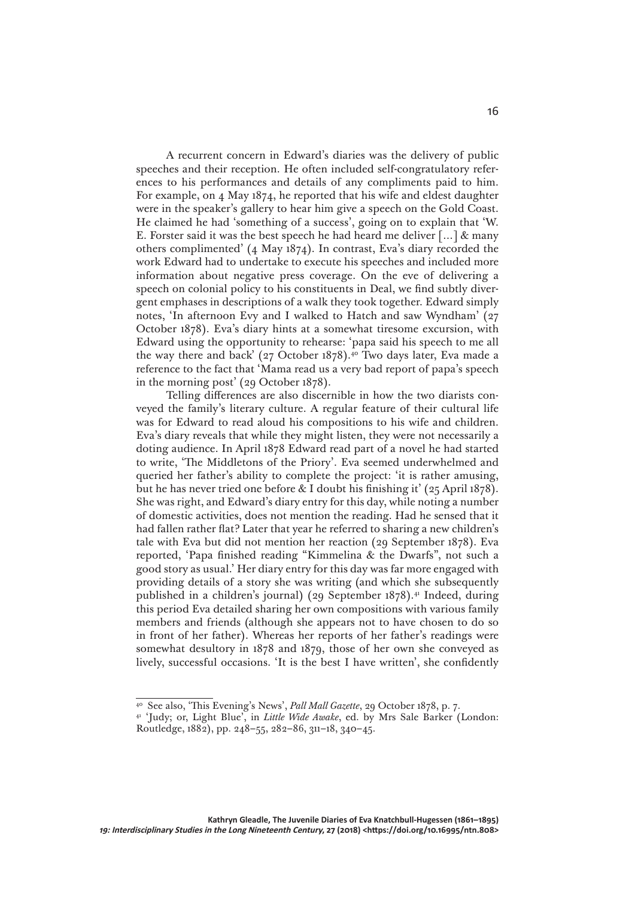A recurrent concern in Edward's diaries was the delivery of public speeches and their reception. He often included self-congratulatory references to his performances and details of any compliments paid to him. For example, on 4 May 1874, he reported that his wife and eldest daughter were in the speaker's gallery to hear him give a speech on the Gold Coast. He claimed he had 'something of a success', going on to explain that 'W. E. Forster said it was the best speech he had heard me deliver [...] & many others complimented' (4 May 1874). In contrast, Eva's diary recorded the work Edward had to undertake to execute his speeches and included more information about negative press coverage. On the eve of delivering a speech on colonial policy to his constituents in Deal, we find subtly divergent emphases in descriptions of a walk they took together. Edward simply notes, 'In afternoon Evy and I walked to Hatch and saw Wyndham' (27 October 1878). Eva's diary hints at a somewhat tiresome excursion, with Edward using the opportunity to rehearse: 'papa said his speech to me all the way there and back' (27 October 1878).[40] Two days later, Eva made a reference to the fact that 'Mama read us a very bad report of papa's speech in the morning post' (29 October 1878).

Telling differences are also discernible in how the two diarists conveyed the family's literary culture. A regular feature of their cultural life was for Edward to read aloud his compositions to his wife and children. Eva's diary reveals that while they might listen, they were not necessarily a doting audience. In April 1878 Edward read part of a novel he had started to write, 'The Middletons of the Priory'. Eva seemed underwhelmed and queried her father's ability to complete the project: 'it is rather amusing, but he has never tried one before & I doubt his finishing it' (25 April 1878). She was right, and Edward's diary entry for this day, while noting a number of domestic activities, does not mention the reading. Had he sensed that it had fallen rather flat? Later that year he referred to sharing a new children's tale with Eva but did not mention her reaction (29 September 1878). Eva reported, 'Papa finished reading "Kimmelina & the Dwarfs", not such a good story as usual.' Her diary entry for this day was far more engaged with providing details of a story she was writing (and which she subsequently published in a children's journal) (29 September 1878).[41] Indeed, during this period Eva detailed sharing her own compositions with various family members and friends (although she appears not to have chosen to do so in front of her father). Whereas her reports of her father's readings were somewhat desultory in 1878 and 1879, those of her own she conveyed as lively, successful occasions. 'It is the best I have written', she confidently

---

[40] See also, 'This Evening's News', *Pall Mall Gazette*, 29 October 1878, p. 7.

[41] 'Judy; or, Light Blue', in *Little Wide Awake*, ed. by Mrs Sale Barker (London: Routledge, 1882), pp. 248–55, 282–86, 311–18, 340–45.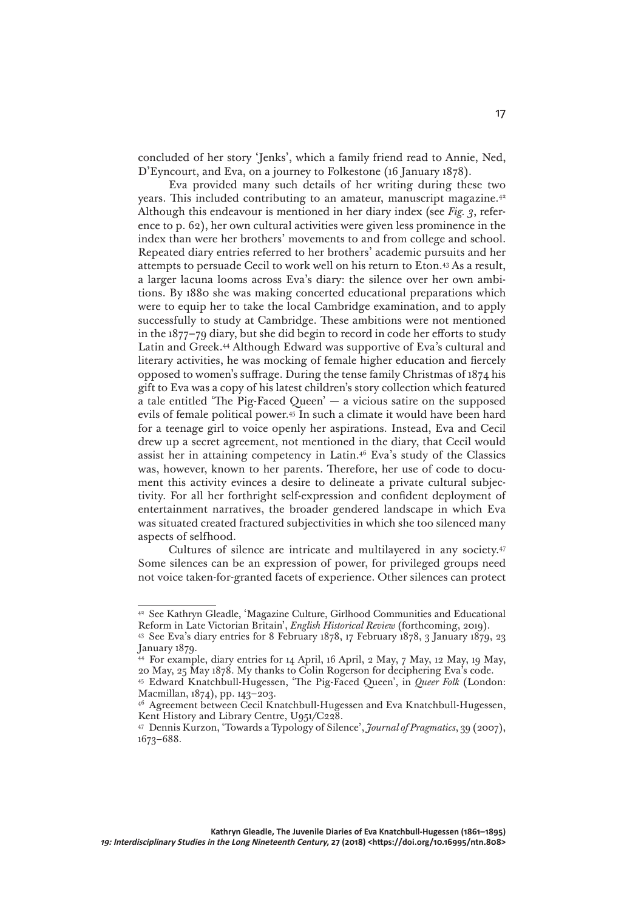concluded of her story 'Jenks', which a family friend read to Annie, Ned, D'Eyncourt, and Eva, on a journey to Folkestone (16 January 1878).

Eva provided many such details of her writing during these two years. This included contributing to an amateur, manuscript magazine.[42] Although this endeavour is mentioned in her diary index (see *Fig. 3*, reference to p. 62), her own cultural activities were given less prominence in the index than were her brothers' movements to and from college and school. Repeated diary entries referred to her brothers' academic pursuits and her attempts to persuade Cecil to work well on his return to Eton.[43] As a result, a larger lacuna looms across Eva's diary: the silence over her own ambitions. By 1880 she was making concerted educational preparations which were to equip her to take the local Cambridge examination, and to apply successfully to study at Cambridge. These ambitions were not mentioned in the 1877–79 diary, but she did begin to record in code her efforts to study Latin and Greek.[44] Although Edward was supportive of Eva's cultural and literary activities, he was mocking of female higher education and fiercely opposed to women's suffrage. During the tense family Christmas of 1874 his gift to Eva was a copy of his latest children's story collection which featured a tale entitled 'The Pig-Faced Queen' — a vicious satire on the supposed evils of female political power.[45] In such a climate it would have been hard for a teenage girl to voice openly her aspirations. Instead, Eva and Cecil drew up a secret agreement, not mentioned in the diary, that Cecil would assist her in attaining competency in Latin.[46] Eva's study of the Classics was, however, known to her parents. Therefore, her use of code to document this activity evinces a desire to delineate a private cultural subjectivity. For all her forthright self-expression and confident deployment of entertainment narratives, the broader gendered landscape in which Eva was situated created fractured subjectivities in which she too silenced many aspects of selfhood.

Cultures of silence are intricate and multilayered in any society.[47] Some silences can be an expression of power, for privileged groups need not voice taken-for-granted facets of experience. Other silences can protect

---

[42] See Kathryn Gleadle, 'Magazine Culture, Girlhood Communities and Educational Reform in Late Victorian Britain', *English Historical Review* (forthcoming, 2019).

[43] See Eva's diary entries for 8 February 1878, 17 February 1878, 3 January 1879, 23 January 1879.

[44] For example, diary entries for 14 April, 16 April, 2 May, 7 May, 12 May, 19 May, 20 May, 25 May 1878. My thanks to Colin Rogerson for deciphering Eva's code.

[45] Edward Knatchbull-Hugessen, 'The Pig-Faced Queen', in *Queer Folk* (London: Macmillan, 1874), pp. 143–203.

[46] Agreement between Cecil Knatchbull-Hugessen and Eva Knatchbull-Hugessen, Kent History and Library Centre, U951/C228.

[47] Dennis Kurzon, 'Towards a Typology of Silence', *Journal of Pragmatics*, 39 (2007), 1673–688.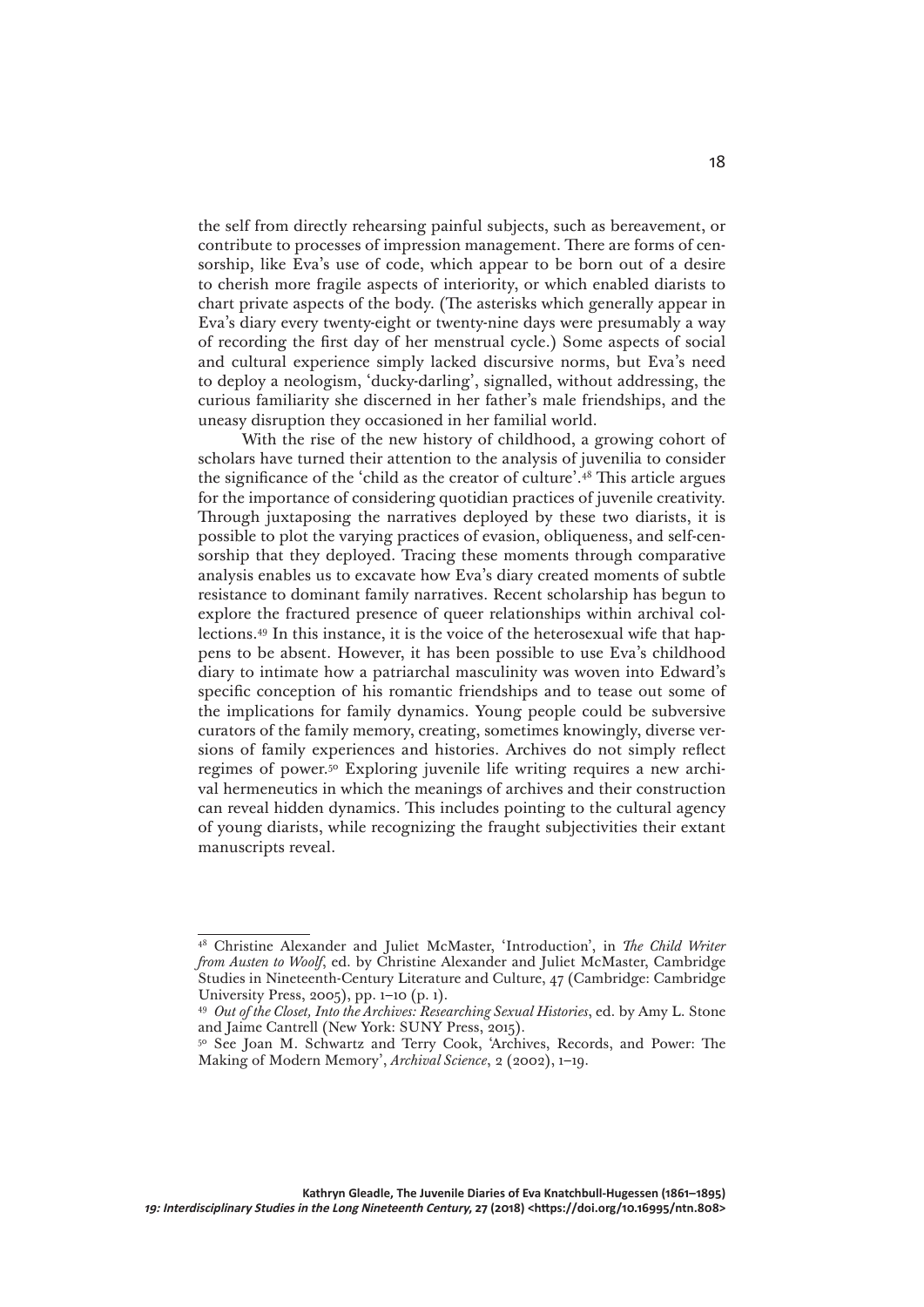the self from directly rehearsing painful subjects, such as bereavement, or contribute to processes of impression management. There are forms of censorship, like Eva's use of code, which appear to be born out of a desire to cherish more fragile aspects of interiority, or which enabled diarists to chart private aspects of the body. (The asterisks which generally appear in Eva's diary every twenty-eight or twenty-nine days were presumably a way of recording the first day of her menstrual cycle.) Some aspects of social and cultural experience simply lacked discursive norms, but Eva's need to deploy a neologism, 'ducky-darling', signalled, without addressing, the curious familiarity she discerned in her father's male friendships, and the uneasy disruption they occasioned in her familial world.

With the rise of the new history of childhood, a growing cohort of scholars have turned their attention to the analysis of juvenilia to consider the significance of the 'child as the creator of culture'.[48] This article argues for the importance of considering quotidian practices of juvenile creativity. Through juxtaposing the narratives deployed by these two diarists, it is possible to plot the varying practices of evasion, obliqueness, and self-censorship that they deployed. Tracing these moments through comparative analysis enables us to excavate how Eva's diary created moments of subtle resistance to dominant family narratives. Recent scholarship has begun to explore the fractured presence of queer relationships within archival collections.[49] In this instance, it is the voice of the heterosexual wife that happens to be absent. However, it has been possible to use Eva's childhood diary to intimate how a patriarchal masculinity was woven into Edward's specific conception of his romantic friendships and to tease out some of the implications for family dynamics. Young people could be subversive curators of the family memory, creating, sometimes knowingly, diverse versions of family experiences and histories. Archives do not simply reflect regimes of power.[50] Exploring juvenile life writing requires a new archival hermeneutics in which the meanings of archives and their construction can reveal hidden dynamics. This includes pointing to the cultural agency of young diarists, while recognizing the fraught subjectivities their extant manuscripts reveal.

---

[48] Christine Alexander and Juliet McMaster, 'Introduction', in *The Child Writer from Austen to Woolf*, ed. by Christine Alexander and Juliet McMaster, Cambridge Studies in Nineteenth-Century Literature and Culture, 47 (Cambridge: Cambridge University Press, 2005), pp. 1–10 (p. 1).

[49] *Out of the Closet, Into the Archives: Researching Sexual Histories*, ed. by Amy L. Stone and Jaime Cantrell (New York: SUNY Press, 2015).

[50] See Joan M. Schwartz and Terry Cook, 'Archives, Records, and Power: The Making of Modern Memory', *Archival Science*, 2 (2002), 1–19.